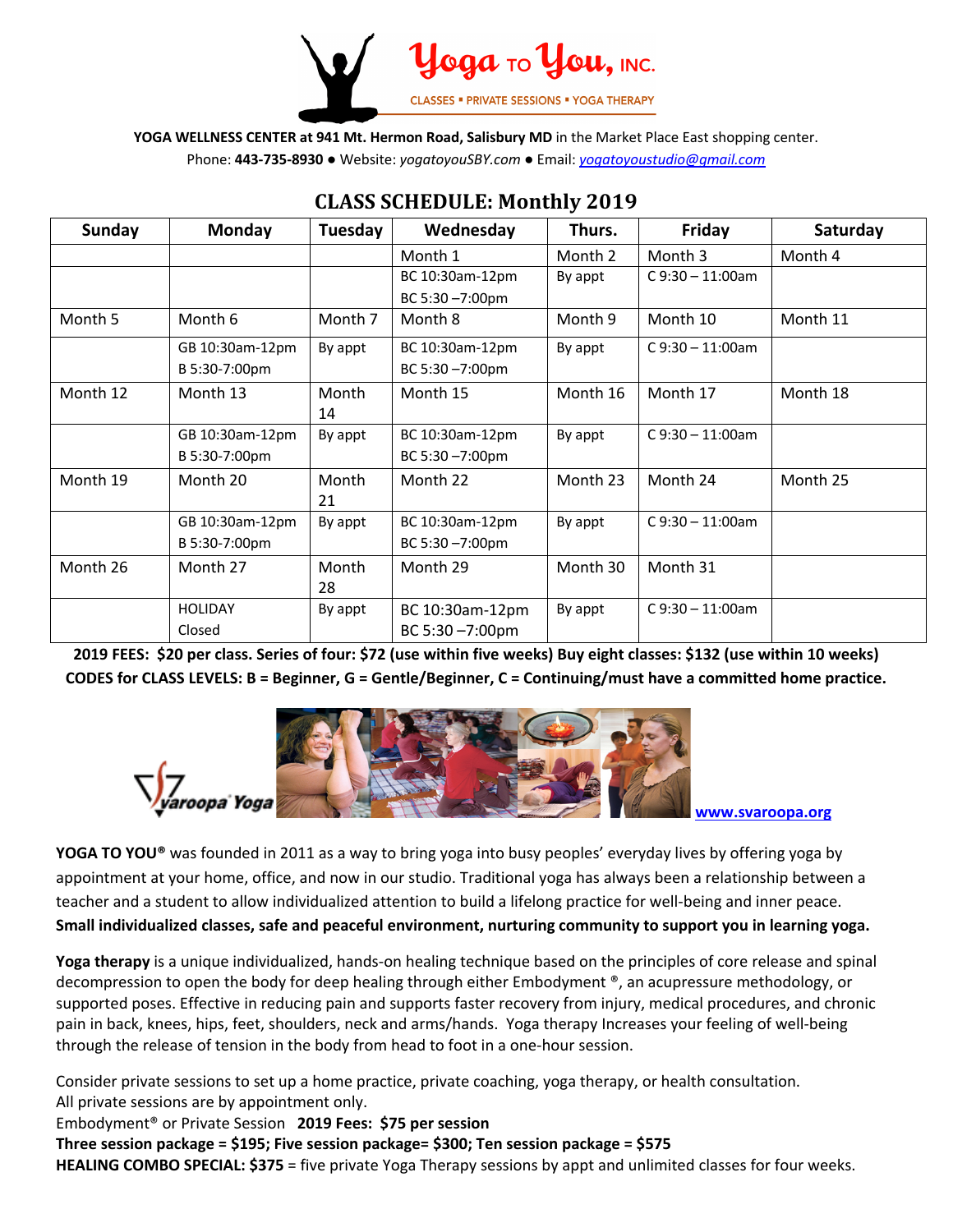# Yoga to You, INC.

CLASSES ▪ PRIVATE SESSIONS ▪ YOGA THERAPY

**YOGA WELLNESS CENTER at 941 Mt. Hermon Road, Salisbury MD** in the Market Place East shopping center.
Phone: **443-735-8930** ● Website: *yogatoyouSBY.com* ● Email: *yogatoyoustudio@gmail.com*

## CLASS SCHEDULE: Monthly 2019

| Sunday | Monday | Tuesday | Wednesday | Thurs. | Friday | Saturday |
|---|---|---|---|---|---|---|
| | | | Month 1 | Month 2 | Month 3 | Month 4 |
| | | | BC 10:30am-12pm<br>BC 5:30 –7:00pm | By appt | C 9:30 – 11:00am | |
| Month 5 | Month 6 | Month 7 | Month 8 | Month 9 | Month 10 | Month 11 |
| | GB 10:30am-12pm<br>B 5:30-7:00pm | By appt | BC 10:30am-12pm<br>BC 5:30 –7:00pm | By appt | C 9:30 – 11:00am | |
| Month 12 | Month 13 | Month 14 | Month 15 | Month 16 | Month 17 | Month 18 |
| | GB 10:30am-12pm<br>B 5:30-7:00pm | By appt | BC 10:30am-12pm<br>BC 5:30 –7:00pm | By appt | C 9:30 – 11:00am | |
| Month 19 | Month 20 | Month 21 | Month 22 | Month 23 | Month 24 | Month 25 |
| | GB 10:30am-12pm<br>B 5:30-7:00pm | By appt | BC 10:30am-12pm<br>BC 5:30 –7:00pm | By appt | C 9:30 – 11:00am | |
| Month 26 | Month 27 | Month 28 | Month 29 | Month 30 | Month 31 | |
| | HOLIDAY<br>Closed | By appt | BC 10:30am-12pm<br>BC 5:30 –7:00pm | By appt | C 9:30 – 11:00am | |

**2019 FEES: $20 per class. Series of four: $72 (use within five weeks) Buy eight classes: $132 (use within 10 weeks)**
**CODES for CLASS LEVELS: B = Beginner, G = Gentle/Beginner, C = Continuing/must have a committed home practice.**

Svaroopa Yoga **www.svaroopa.org**

**YOGA TO YOU®** was founded in 2011 as a way to bring yoga into busy peoples' everyday lives by offering yoga by appointment at your home, office, and now in our studio. Traditional yoga has always been a relationship between a teacher and a student to allow individualized attention to build a lifelong practice for well-being and inner peace. **Small individualized classes, safe and peaceful environment, nurturing community to support you in learning yoga.**

**Yoga therapy** is a unique individualized, hands-on healing technique based on the principles of core release and spinal decompression to open the body for deep healing through either Embodyment ®, an acupressure methodology, or supported poses. Effective in reducing pain and supports faster recovery from injury, medical procedures, and chronic pain in back, knees, hips, feet, shoulders, neck and arms/hands. Yoga therapy Increases your feeling of well-being through the release of tension in the body from head to foot in a one-hour session.

Consider private sessions to set up a home practice, private coaching, yoga therapy, or health consultation.
All private sessions are by appointment only.
Embodyment® or Private Session **2019 Fees: $75 per session**
**Three session package = $195; Five session package= $300; Ten session package = $575**
**HEALING COMBO SPECIAL: $375** = five private Yoga Therapy sessions by appt and unlimited classes for four weeks.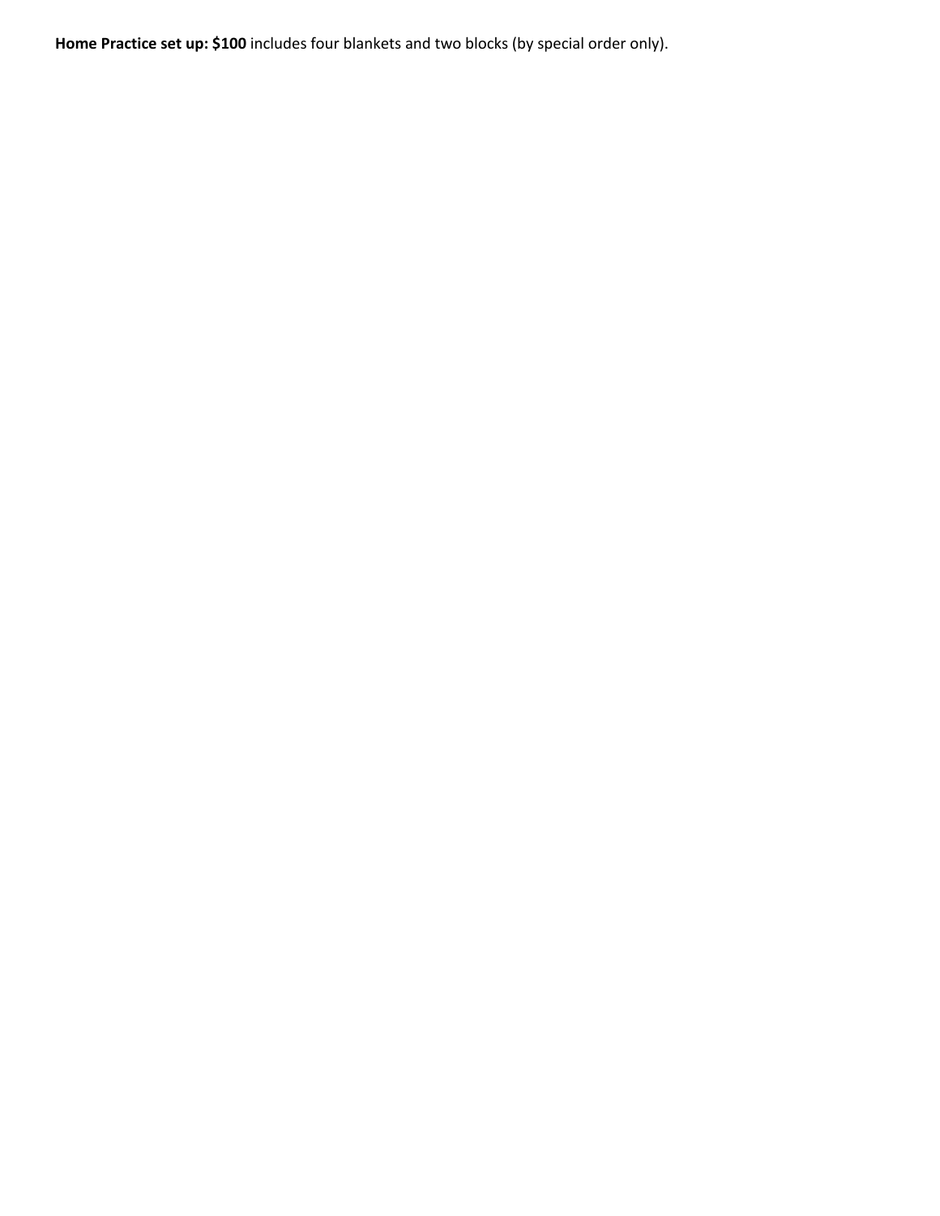**Home Practice set up: $100** includes four blankets and two blocks (by special order only).